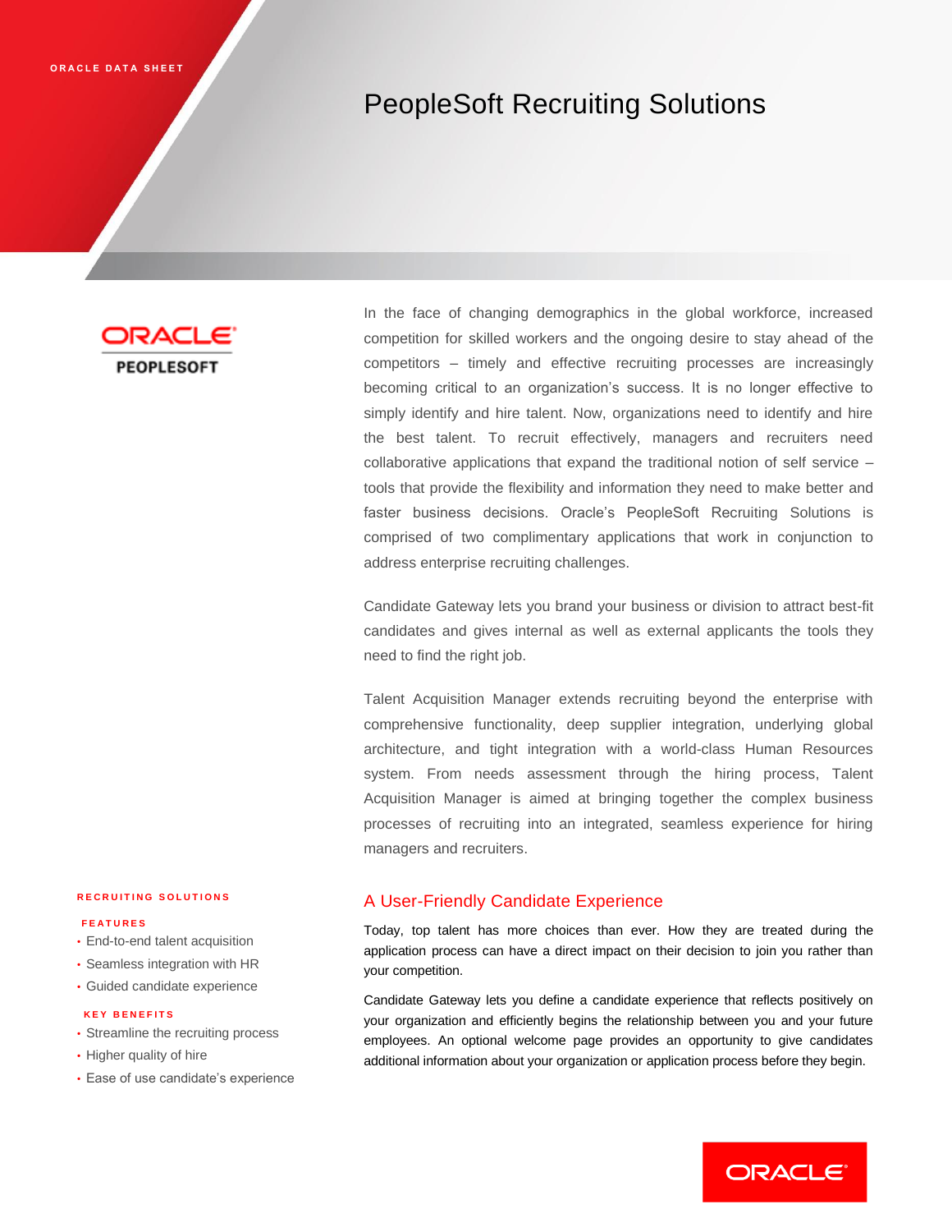ORACLE DATA SHEET

# PeopleSoft Recruiting Solutions

In the face of changing demographics in the global workforce, increased competition for skilled workers and the ongoing desire to stay ahead of the competitors – timely and effective recruiting processes are increasingly becoming critical to an organization's success. It is no longer effective to simply identify and hire talent. Now, organizations need to identify and hire the best talent. To recruit effectively, managers and recruiters need collaborative applications that expand the traditional notion of self service – tools that provide the flexibility and information they need to make better and faster business decisions. Oracle's PeopleSoft Recruiting Solutions is comprised of two complimentary applications that work in conjunction to address enterprise recruiting challenges.

Candidate Gateway lets you brand your business or division to attract best-fit candidates and gives internal as well as external applicants the tools they need to find the right job.

Talent Acquisition Manager extends recruiting beyond the enterprise with comprehensive functionality, deep supplier integration, underlying global architecture, and tight integration with a world-class Human Resources system. From needs assessment through the hiring process, Talent Acquisition Manager is aimed at bringing together the complex business processes of recruiting into an integrated, seamless experience for hiring managers and recruiters.

**RECRUITING SOLUTIONS**

**FEATURES**

- End-to-end talent acquisition
- Seamless integration with HR
- Guided candidate experience

**KEY BENEFITS**

- Streamline the recruiting process
- Higher quality of hire
- Ease of use candidate's experience

## A User-Friendly Candidate Experience

Today, top talent has more choices than ever. How they are treated during the application process can have a direct impact on their decision to join you rather than your competition.

Candidate Gateway lets you define a candidate experience that reflects positively on your organization and efficiently begins the relationship between you and your future employees. An optional welcome page provides an opportunity to give candidates additional information about your organization or application process before they begin.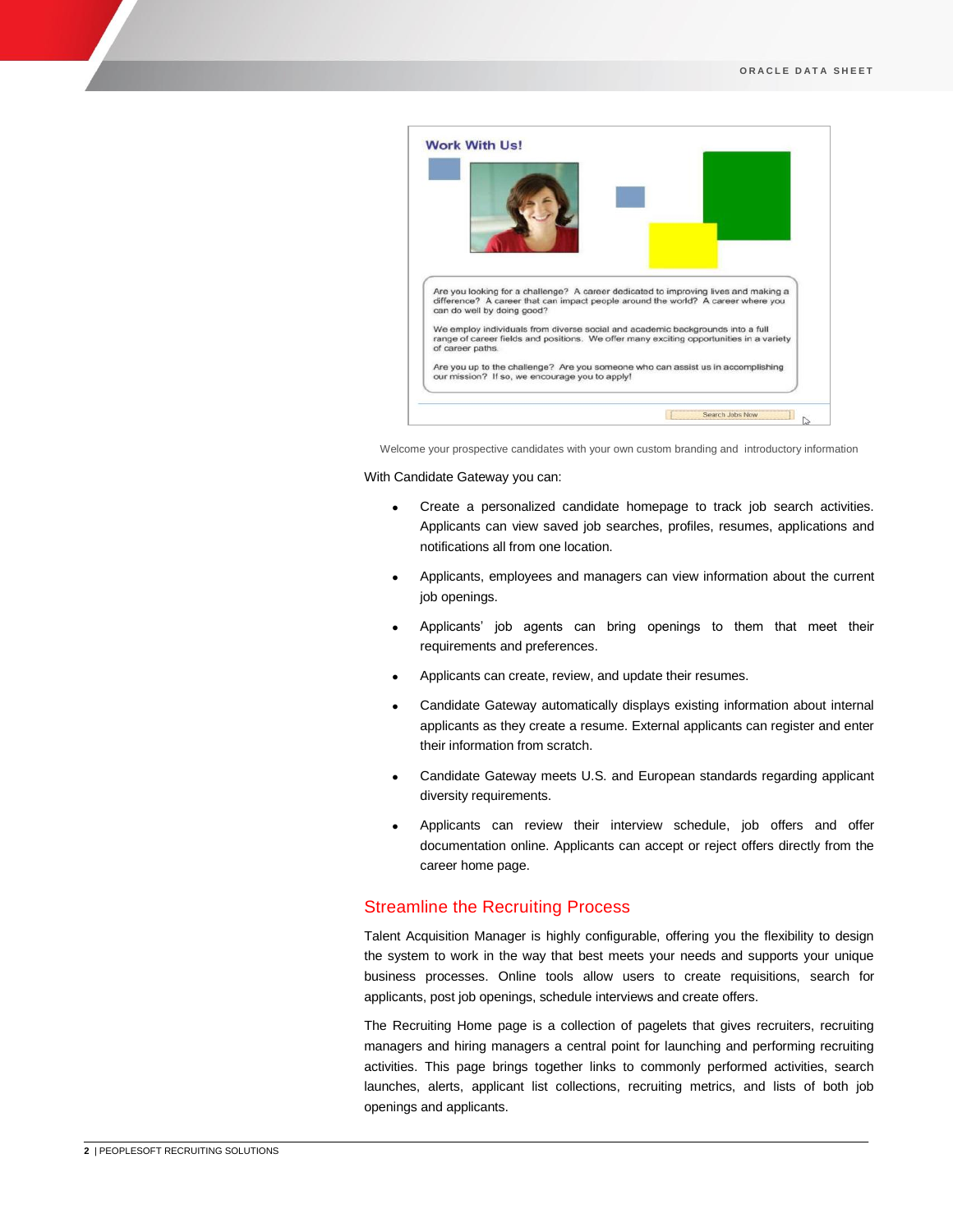Welcome your prospective candidates with your own custom branding and introductory information

With Candidate Gateway you can:

- Create a personalized candidate homepage to track job search activities. Applicants can view saved job searches, profiles, resumes, applications and notifications all from one location.
- Applicants, employees and managers can view information about the current job openings.
- Applicants' job agents can bring openings to them that meet their requirements and preferences.
- Applicants can create, review, and update their resumes.
- Candidate Gateway automatically displays existing information about internal applicants as they create a resume. External applicants can register and enter their information from scratch.
- Candidate Gateway meets U.S. and European standards regarding applicant diversity requirements.
- Applicants can review their interview schedule, job offers and offer documentation online. Applicants can accept or reject offers directly from the career home page.

## Streamline the Recruiting Process

Talent Acquisition Manager is highly configurable, offering you the flexibility to design the system to work in the way that best meets your needs and supports your unique business processes. Online tools allow users to create requisitions, search for applicants, post job openings, schedule interviews and create offers.

The Recruiting Home page is a collection of pagelets that gives recruiters, recruiting managers and hiring managers a central point for launching and performing recruiting activities. This page brings together links to commonly performed activities, search launches, alerts, applicant list collections, recruiting metrics, and lists of both job openings and applicants.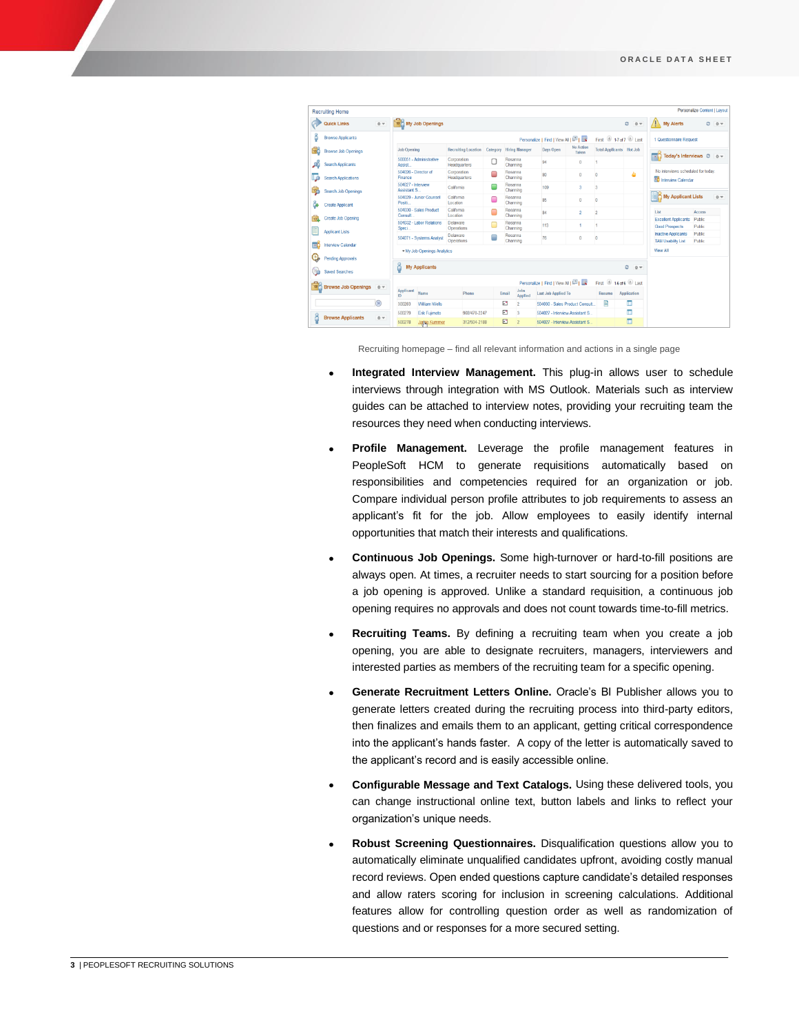Recruiting homepage – find all relevant information and actions in a single page

- **Integrated Interview Management.** This plug-in allows user to schedule interviews through integration with MS Outlook. Materials such as interview guides can be attached to interview notes, providing your recruiting team the resources they need when conducting interviews.

- **Profile Management.** Leverage the profile management features in PeopleSoft HCM to generate requisitions automatically based on responsibilities and competencies required for an organization or job. Compare individual person profile attributes to job requirements to assess an applicant's fit for the job. Allow employees to easily identify internal opportunities that match their interests and qualifications.

- **Continuous Job Openings.** Some high-turnover or hard-to-fill positions are always open. At times, a recruiter needs to start sourcing for a position before a job opening is approved. Unlike a standard requisition, a continuous job opening requires no approvals and does not count towards time-to-fill metrics.

- **Recruiting Teams.** By defining a recruiting team when you create a job opening, you are able to designate recruiters, managers, interviewers and interested parties as members of the recruiting team for a specific opening.

- **Generate Recruitment Letters Online.** Oracle's BI Publisher allows you to generate letters created during the recruiting process into third-party editors, then finalizes and emails them to an applicant, getting critical correspondence into the applicant's hands faster. A copy of the letter is automatically saved to the applicant's record and is easily accessible online.

- **Configurable Message and Text Catalogs.** Using these delivered tools, you can change instructional online text, button labels and links to reflect your organization's unique needs.

- **Robust Screening Questionnaires.** Disqualification questions allow you to automatically eliminate unqualified candidates upfront, avoiding costly manual record reviews. Open ended questions capture candidate's detailed responses and allow raters scoring for inclusion in screening calculations. Additional features allow for controlling question order as well as randomization of questions and or responses for a more secured setting.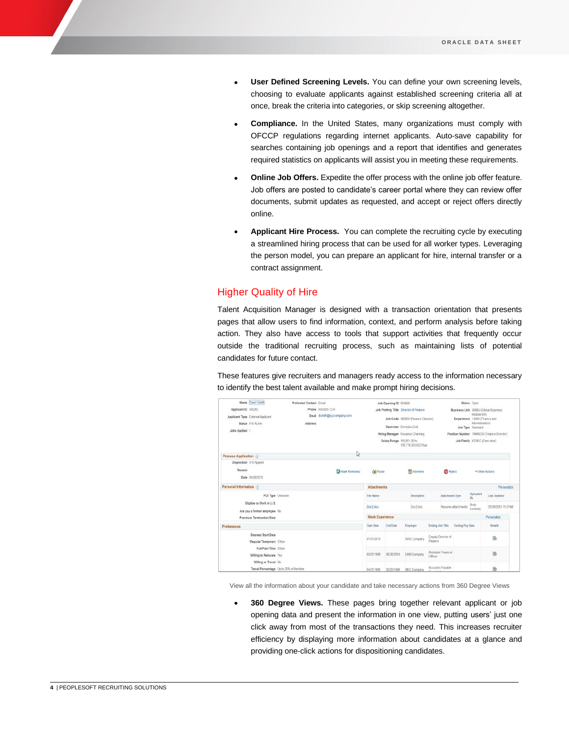- **User Defined Screening Levels.** You can define your own screening levels, choosing to evaluate applicants against established screening criteria all at once, break the criteria into categories, or skip screening altogether.
- **Compliance.** In the United States, many organizations must comply with OFCCP regulations regarding internet applicants. Auto-save capability for searches containing job openings and a report that identifies and generates required statistics on applicants will assist you in meeting these requirements.
- **Online Job Offers.** Expedite the offer process with the online job offer feature. Job offers are posted to candidate's career portal where they can review offer documents, submit updates as requested, and accept or reject offers directly online.
- **Applicant Hire Process.** You can complete the recruiting cycle by executing a streamlined hiring process that can be used for all worker types. Leveraging the person model, you can prepare an applicant for hire, internal transfer or a contract assignment.

## Higher Quality of Hire

Talent Acquisition Manager is designed with a transaction orientation that presents pages that allow users to find information, context, and perform analysis before taking action. They also have access to tools that support activities that frequently occur outside the traditional recruiting process, such as maintaining lists of potential candidates for future contact.

These features give recruiters and managers ready access to the information necessary to identify the best talent available and make prompt hiring decisions.

View all the information about your candidate and take necessary actions from 360 Degree Views

- **360 Degree Views.** These pages bring together relevant applicant or job opening data and present the information in one view, putting users' just one click away from most of the transactions they need. This increases recruiter efficiency by displaying more information about candidates at a glance and providing one-click actions for dispositioning candidates.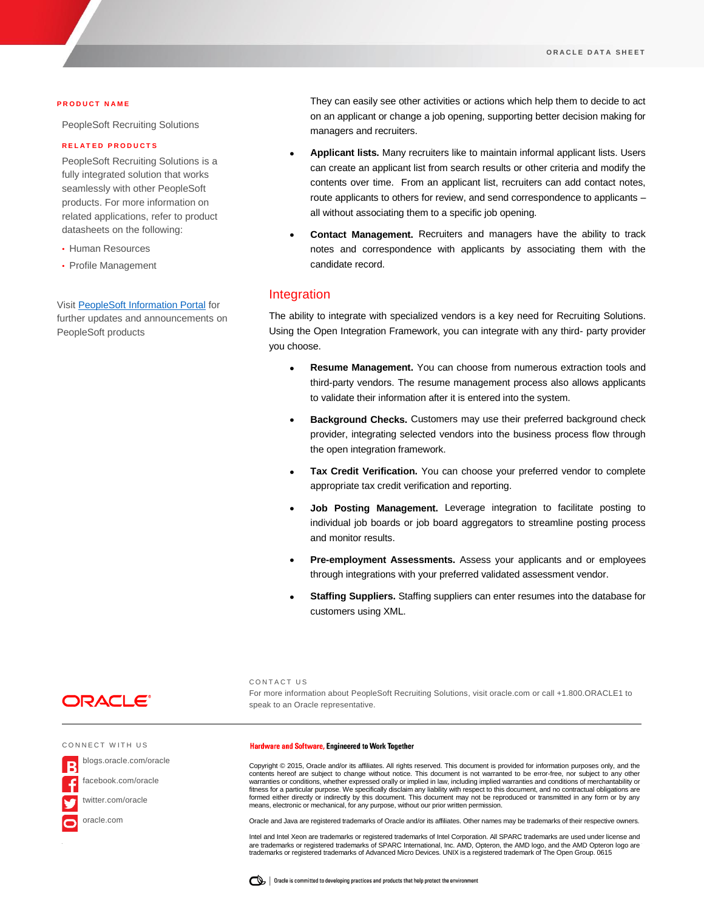**PRODUCT NAME**

PeopleSoft Recruiting Solutions

**RELATED PRODUCTS**

PeopleSoft Recruiting Solutions is a fully integrated solution that works seamlessly with other PeopleSoft products. For more information on related applications, refer to product datasheets on the following:

- Human Resources
- Profile Management

Visit PeopleSoft Information Portal for further updates and announcements on PeopleSoft products

They can easily see other activities or actions which help them to decide to act on an applicant or change a job opening, supporting better decision making for managers and recruiters.

- **Applicant lists.** Many recruiters like to maintain informal applicant lists. Users can create an applicant list from search results or other criteria and modify the contents over time. From an applicant list, recruiters can add contact notes, route applicants to others for review, and send correspondence to applicants – all without associating them to a specific job opening.
- **Contact Management.** Recruiters and managers have the ability to track notes and correspondence with applicants by associating them with the candidate record.

## Integration

The ability to integrate with specialized vendors is a key need for Recruiting Solutions. Using the Open Integration Framework, you can integrate with any third- party provider you choose.

- **Resume Management.** You can choose from numerous extraction tools and third-party vendors. The resume management process also allows applicants to validate their information after it is entered into the system.
- **Background Checks.** Customers may use their preferred background check provider, integrating selected vendors into the business process flow through the open integration framework.
- **Tax Credit Verification.** You can choose your preferred vendor to complete appropriate tax credit verification and reporting.
- **Job Posting Management.** Leverage integration to facilitate posting to individual job boards or job board aggregators to streamline posting process and monitor results.
- **Pre-employment Assessments.** Assess your applicants and or employees through integrations with your preferred validated assessment vendor.
- **Staffing Suppliers.** Staffing suppliers can enter resumes into the database for customers using XML.

CONTACT US

For more information about PeopleSoft Recruiting Solutions, visit oracle.com or call +1.800.ORACLE1 to speak to an Oracle representative.

CONNECT WITH US

blogs.oracle.com/oracle

facebook.com/oracle

twitter.com/oracle

oracle.com

**Hardware and Software, Engineered to Work Together**

Copyright © 2015, Oracle and/or its affiliates. All rights reserved. This document is provided for information purposes only, and the contents hereof are subject to change without notice. This document is not warranted to be error-free, nor subject to any other warranties or conditions, whether expressed orally or implied in law, including implied warranties and conditions of merchantability or fitness for a particular purpose. We specifically disclaim any liability with respect to this document, and no contractual obligations are formed either directly or indirectly by this document. This document may not be reproduced or transmitted in any form or by any means, electronic or mechanical, for any purpose, without our prior written permission.

Oracle and Java are registered trademarks of Oracle and/or its affiliates. Other names may be trademarks of their respective owners.

Intel and Intel Xeon are trademarks or registered trademarks of Intel Corporation. All SPARC trademarks are used under license and are trademarks or registered trademarks of SPARC International, Inc. AMD, Opteron, the AMD logo, and the AMD Opteron logo are trademarks or registered trademarks of Advanced Micro Devices. UNIX is a registered trademark of The Open Group. 0615

Oracle is committed to developing practices and products that help protect the environment